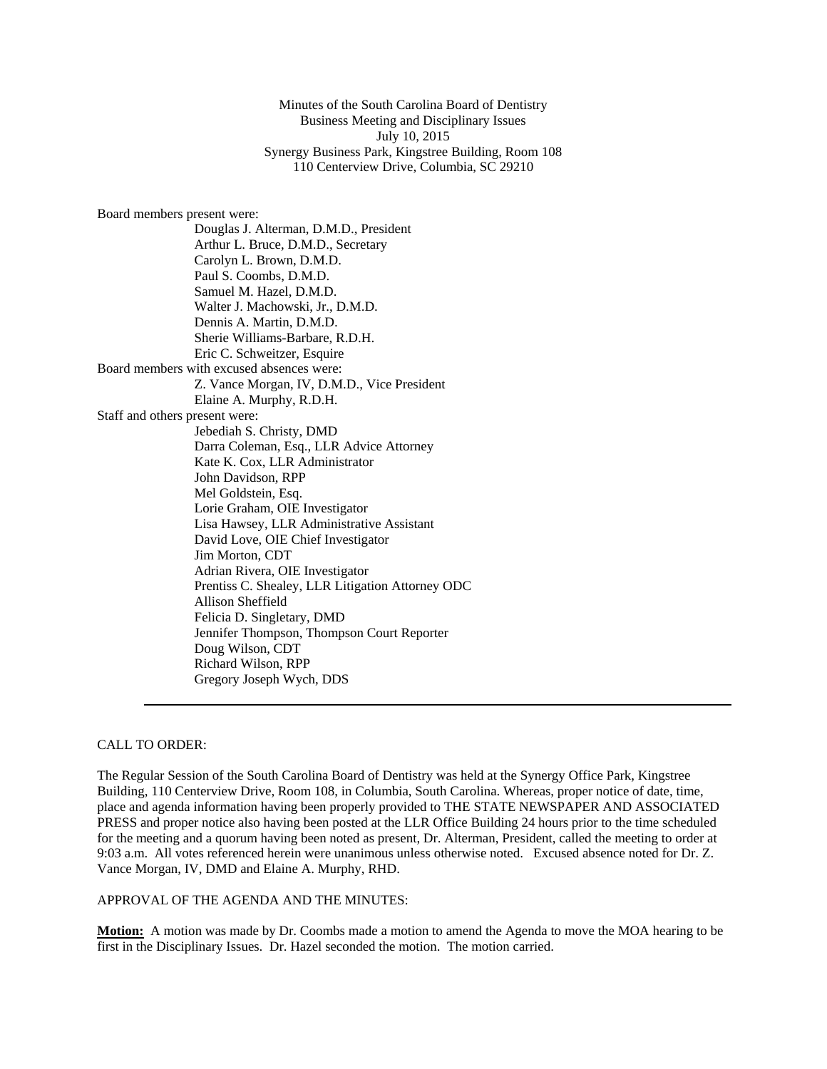Minutes of the South Carolina Board of Dentistry
Business Meeting and Disciplinary Issues
July 10, 2015
Synergy Business Park, Kingstree Building, Room 108
110 Centerview Drive, Columbia, SC 29210

Board members present were:

- Douglas J. Alterman, D.M.D., President
- Arthur L. Bruce, D.M.D., Secretary
- Carolyn L. Brown, D.M.D.
- Paul S. Coombs, D.M.D.
- Samuel M. Hazel, D.M.D.
- Walter J. Machowski, Jr., D.M.D.
- Dennis A. Martin, D.M.D.
- Sherie Williams-Barbare, R.D.H.
- Eric C. Schweitzer, Esquire

Board members with excused absences were:

- Z. Vance Morgan, IV, D.M.D., Vice President
- Elaine A. Murphy, R.D.H.

Staff and others present were:

- Jebediah S. Christy, DMD
- Darra Coleman, Esq., LLR Advice Attorney
- Kate K. Cox, LLR Administrator
- John Davidson, RPP
- Mel Goldstein, Esq.
- Lorie Graham, OIE Investigator
- Lisa Hawsey, LLR Administrative Assistant
- David Love, OIE Chief Investigator
- Jim Morton, CDT
- Adrian Rivera, OIE Investigator
- Prentiss C. Shealey, LLR Litigation Attorney ODC
- Allison Sheffield
- Felicia D. Singletary, DMD
- Jennifer Thompson, Thompson Court Reporter
- Doug Wilson, CDT
- Richard Wilson, RPP
- Gregory Joseph Wych, DDS

---

CALL TO ORDER:

The Regular Session of the South Carolina Board of Dentistry was held at the Synergy Office Park, Kingstree Building, 110 Centerview Drive, Room 108, in Columbia, South Carolina. Whereas, proper notice of date, time, place and agenda information having been properly provided to THE STATE NEWSPAPER AND ASSOCIATED PRESS and proper notice also having been posted at the LLR Office Building 24 hours prior to the time scheduled for the meeting and a quorum having been noted as present, Dr. Alterman, President, called the meeting to order at 9:03 a.m. All votes referenced herein were unanimous unless otherwise noted. Excused absence noted for Dr. Z. Vance Morgan, IV, DMD and Elaine A. Murphy, RHD.

APPROVAL OF THE AGENDA AND THE MINUTES:

**Motion:** A motion was made by Dr. Coombs made a motion to amend the Agenda to move the MOA hearing to be first in the Disciplinary Issues. Dr. Hazel seconded the motion. The motion carried.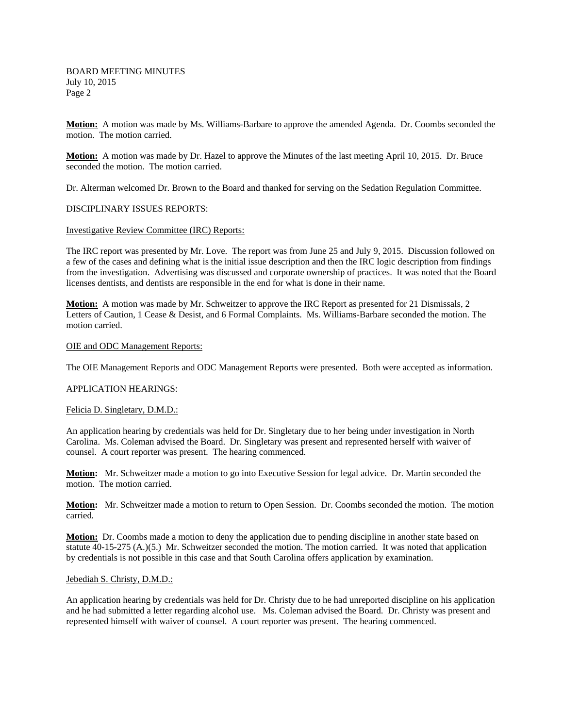**Motion:** A motion was made by Ms. Williams-Barbare to approve the amended Agenda. Dr. Coombs seconded the motion. The motion carried.

**Motion:** A motion was made by Dr. Hazel to approve the Minutes of the last meeting April 10, 2015. Dr. Bruce seconded the motion. The motion carried.

Dr. Alterman welcomed Dr. Brown to the Board and thanked for serving on the Sedation Regulation Committee.

DISCIPLINARY ISSUES REPORTS:

Investigative Review Committee (IRC) Reports:

The IRC report was presented by Mr. Love. The report was from June 25 and July 9, 2015. Discussion followed on a few of the cases and defining what is the initial issue description and then the IRC logic description from findings from the investigation. Advertising was discussed and corporate ownership of practices. It was noted that the Board licenses dentists, and dentists are responsible in the end for what is done in their name.

**Motion:** A motion was made by Mr. Schweitzer to approve the IRC Report as presented for 21 Dismissals, 2 Letters of Caution, 1 Cease & Desist, and 6 Formal Complaints. Ms. Williams-Barbare seconded the motion. The motion carried.

OIE and ODC Management Reports:

The OIE Management Reports and ODC Management Reports were presented. Both were accepted as information.

APPLICATION HEARINGS:

Felicia D. Singletary, D.M.D.:

An application hearing by credentials was held for Dr. Singletary due to her being under investigation in North Carolina. Ms. Coleman advised the Board. Dr. Singletary was present and represented herself with waiver of counsel. A court reporter was present. The hearing commenced.

**Motion:** Mr. Schweitzer made a motion to go into Executive Session for legal advice. Dr. Martin seconded the motion. The motion carried.

**Motion:** Mr. Schweitzer made a motion to return to Open Session. Dr. Coombs seconded the motion. The motion carried.

**Motion:** Dr. Coombs made a motion to deny the application due to pending discipline in another state based on statute 40-15-275 (A.)(5.) Mr. Schweitzer seconded the motion. The motion carried. It was noted that application by credentials is not possible in this case and that South Carolina offers application by examination.

Jebediah S. Christy, D.M.D.:

An application hearing by credentials was held for Dr. Christy due to he had unreported discipline on his application and he had submitted a letter regarding alcohol use. Ms. Coleman advised the Board. Dr. Christy was present and represented himself with waiver of counsel. A court reporter was present. The hearing commenced.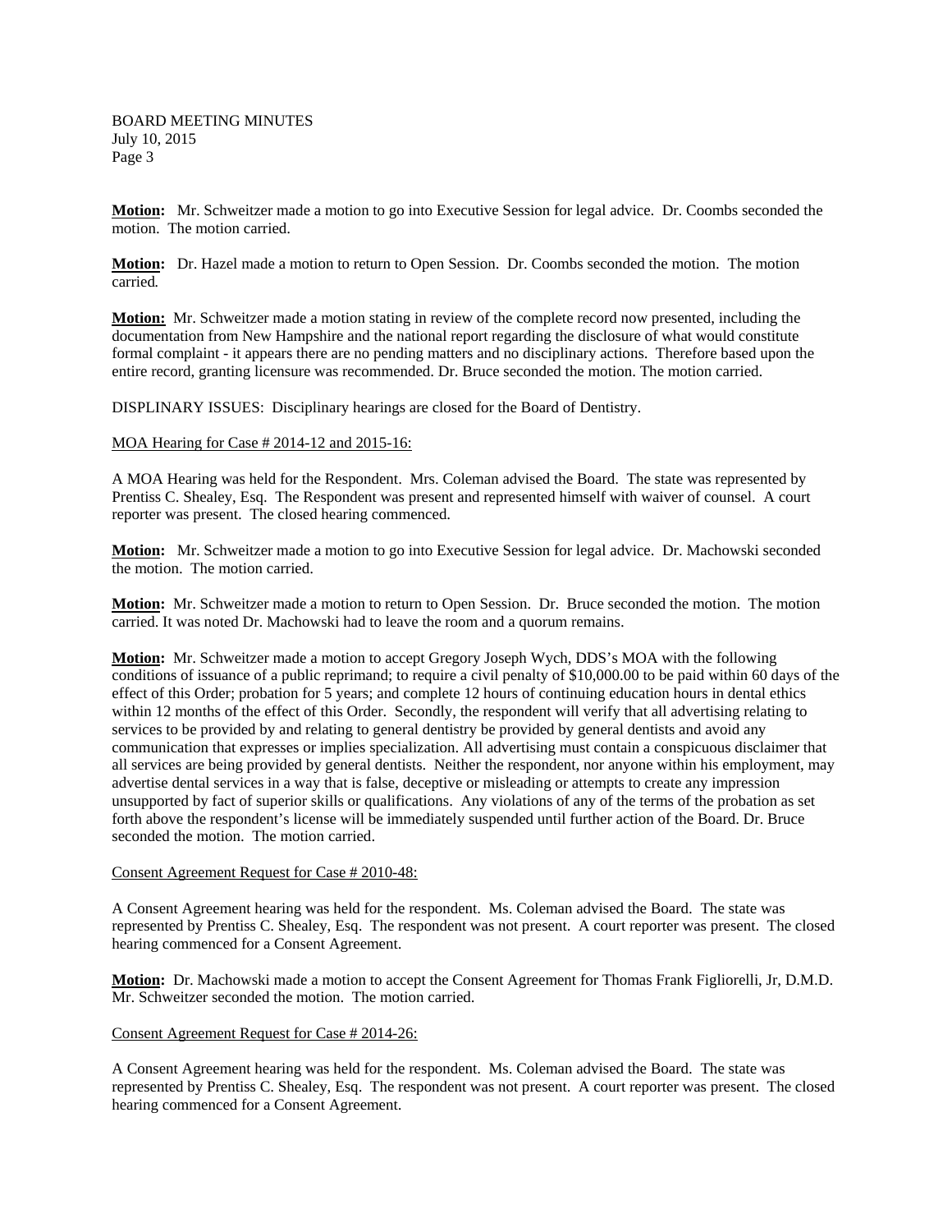**Motion:** Mr. Schweitzer made a motion to go into Executive Session for legal advice. Dr. Coombs seconded the motion. The motion carried.

**Motion:** Dr. Hazel made a motion to return to Open Session. Dr. Coombs seconded the motion. The motion carried.

**Motion:** Mr. Schweitzer made a motion stating in review of the complete record now presented, including the documentation from New Hampshire and the national report regarding the disclosure of what would constitute formal complaint - it appears there are no pending matters and no disciplinary actions. Therefore based upon the entire record, granting licensure was recommended. Dr. Bruce seconded the motion. The motion carried.

DISPLINARY ISSUES: Disciplinary hearings are closed for the Board of Dentistry.

MOA Hearing for Case # 2014-12 and 2015-16:

A MOA Hearing was held for the Respondent. Mrs. Coleman advised the Board. The state was represented by Prentiss C. Shealey, Esq. The Respondent was present and represented himself with waiver of counsel. A court reporter was present. The closed hearing commenced.

**Motion:** Mr. Schweitzer made a motion to go into Executive Session for legal advice. Dr. Machowski seconded the motion. The motion carried.

**Motion:** Mr. Schweitzer made a motion to return to Open Session. Dr. Bruce seconded the motion. The motion carried. It was noted Dr. Machowski had to leave the room and a quorum remains.

**Motion:** Mr. Schweitzer made a motion to accept Gregory Joseph Wych, DDS's MOA with the following conditions of issuance of a public reprimand; to require a civil penalty of $10,000.00 to be paid within 60 days of the effect of this Order; probation for 5 years; and complete 12 hours of continuing education hours in dental ethics within 12 months of the effect of this Order. Secondly, the respondent will verify that all advertising relating to services to be provided by and relating to general dentistry be provided by general dentists and avoid any communication that expresses or implies specialization. All advertising must contain a conspicuous disclaimer that all services are being provided by general dentists. Neither the respondent, nor anyone within his employment, may advertise dental services in a way that is false, deceptive or misleading or attempts to create any impression unsupported by fact of superior skills or qualifications. Any violations of any of the terms of the probation as set forth above the respondent's license will be immediately suspended until further action of the Board. Dr. Bruce seconded the motion. The motion carried.

Consent Agreement Request for Case # 2010-48:

A Consent Agreement hearing was held for the respondent. Ms. Coleman advised the Board. The state was represented by Prentiss C. Shealey, Esq. The respondent was not present. A court reporter was present. The closed hearing commenced for a Consent Agreement.

**Motion:** Dr. Machowski made a motion to accept the Consent Agreement for Thomas Frank Figliorelli, Jr, D.M.D. Mr. Schweitzer seconded the motion. The motion carried.

Consent Agreement Request for Case # 2014-26:

A Consent Agreement hearing was held for the respondent. Ms. Coleman advised the Board. The state was represented by Prentiss C. Shealey, Esq. The respondent was not present. A court reporter was present. The closed hearing commenced for a Consent Agreement.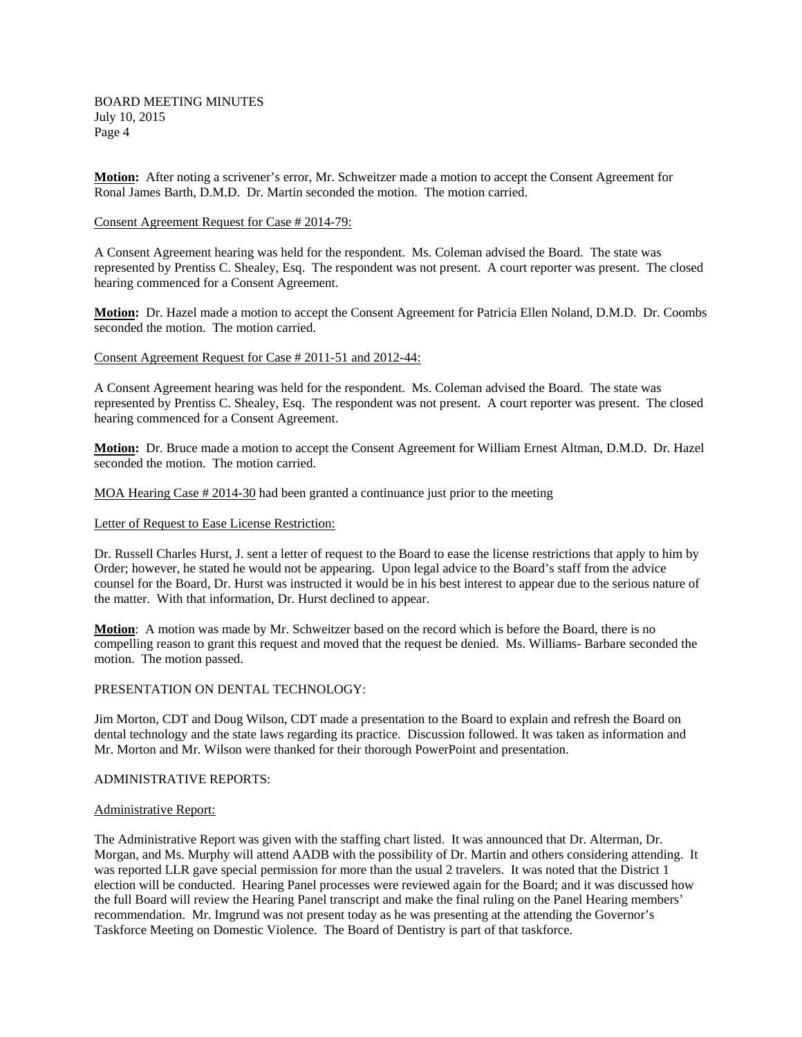**Motion:** After noting a scrivener's error, Mr. Schweitzer made a motion to accept the Consent Agreement for Ronal James Barth, D.M.D. Dr. Martin seconded the motion. The motion carried.

Consent Agreement Request for Case # 2014-79:

A Consent Agreement hearing was held for the respondent. Ms. Coleman advised the Board. The state was represented by Prentiss C. Shealey, Esq. The respondent was not present. A court reporter was present. The closed hearing commenced for a Consent Agreement.

**Motion:** Dr. Hazel made a motion to accept the Consent Agreement for Patricia Ellen Noland, D.M.D. Dr. Coombs seconded the motion. The motion carried.

Consent Agreement Request for Case # 2011-51 and 2012-44:

A Consent Agreement hearing was held for the respondent. Ms. Coleman advised the Board. The state was represented by Prentiss C. Shealey, Esq. The respondent was not present. A court reporter was present. The closed hearing commenced for a Consent Agreement.

**Motion:** Dr. Bruce made a motion to accept the Consent Agreement for William Ernest Altman, D.M.D. Dr. Hazel seconded the motion. The motion carried.

MOA Hearing Case # 2014-30 had been granted a continuance just prior to the meeting

Letter of Request to Ease License Restriction:

Dr. Russell Charles Hurst, J. sent a letter of request to the Board to ease the license restrictions that apply to him by Order; however, he stated he would not be appearing. Upon legal advice to the Board's staff from the advice counsel for the Board, Dr. Hurst was instructed it would be in his best interest to appear due to the serious nature of the matter. With that information, Dr. Hurst declined to appear.

**Motion**: A motion was made by Mr. Schweitzer based on the record which is before the Board, there is no compelling reason to grant this request and moved that the request be denied. Ms. Williams- Barbare seconded the motion. The motion passed.

PRESENTATION ON DENTAL TECHNOLOGY:

Jim Morton, CDT and Doug Wilson, CDT made a presentation to the Board to explain and refresh the Board on dental technology and the state laws regarding its practice. Discussion followed. It was taken as information and Mr. Morton and Mr. Wilson were thanked for their thorough PowerPoint and presentation.

ADMINISTRATIVE REPORTS:

Administrative Report:

The Administrative Report was given with the staffing chart listed. It was announced that Dr. Alterman, Dr. Morgan, and Ms. Murphy will attend AADB with the possibility of Dr. Martin and others considering attending. It was reported LLR gave special permission for more than the usual 2 travelers. It was noted that the District 1 election will be conducted. Hearing Panel processes were reviewed again for the Board; and it was discussed how the full Board will review the Hearing Panel transcript and make the final ruling on the Panel Hearing members' recommendation. Mr. Imgrund was not present today as he was presenting at the attending the Governor's Taskforce Meeting on Domestic Violence. The Board of Dentistry is part of that taskforce.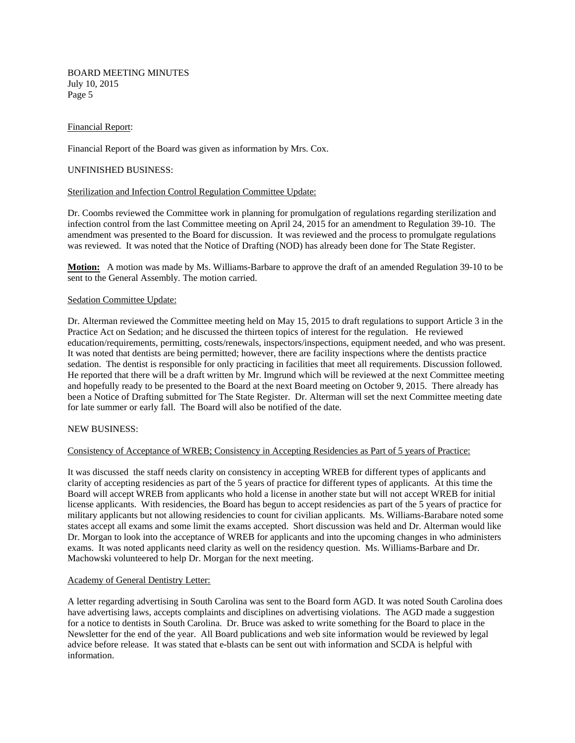Financial Report:

Financial Report of the Board was given as information by Mrs. Cox.

UNFINISHED BUSINESS:

Sterilization and Infection Control Regulation Committee Update:

Dr. Coombs reviewed the Committee work in planning for promulgation of regulations regarding sterilization and infection control from the last Committee meeting on April 24, 2015 for an amendment to Regulation 39-10. The amendment was presented to the Board for discussion. It was reviewed and the process to promulgate regulations was reviewed. It was noted that the Notice of Drafting (NOD) has already been done for The State Register.

**Motion:** A motion was made by Ms. Williams-Barbare to approve the draft of an amended Regulation 39-10 to be sent to the General Assembly. The motion carried.

Sedation Committee Update:

Dr. Alterman reviewed the Committee meeting held on May 15, 2015 to draft regulations to support Article 3 in the Practice Act on Sedation; and he discussed the thirteen topics of interest for the regulation. He reviewed education/requirements, permitting, costs/renewals, inspectors/inspections, equipment needed, and who was present. It was noted that dentists are being permitted; however, there are facility inspections where the dentists practice sedation. The dentist is responsible for only practicing in facilities that meet all requirements. Discussion followed. He reported that there will be a draft written by Mr. Imgrund which will be reviewed at the next Committee meeting and hopefully ready to be presented to the Board at the next Board meeting on October 9, 2015. There already has been a Notice of Drafting submitted for The State Register. Dr. Alterman will set the next Committee meeting date for late summer or early fall. The Board will also be notified of the date.

NEW BUSINESS:

Consistency of Acceptance of WREB; Consistency in Accepting Residencies as Part of 5 years of Practice:

It was discussed the staff needs clarity on consistency in accepting WREB for different types of applicants and clarity of accepting residencies as part of the 5 years of practice for different types of applicants. At this time the Board will accept WREB from applicants who hold a license in another state but will not accept WREB for initial license applicants. With residencies, the Board has begun to accept residencies as part of the 5 years of practice for military applicants but not allowing residencies to count for civilian applicants. Ms. Williams-Barabare noted some states accept all exams and some limit the exams accepted. Short discussion was held and Dr. Alterman would like Dr. Morgan to look into the acceptance of WREB for applicants and into the upcoming changes in who administers exams. It was noted applicants need clarity as well on the residency question. Ms. Williams-Barbare and Dr. Machowski volunteered to help Dr. Morgan for the next meeting.

Academy of General Dentistry Letter:

A letter regarding advertising in South Carolina was sent to the Board form AGD. It was noted South Carolina does have advertising laws, accepts complaints and disciplines on advertising violations. The AGD made a suggestion for a notice to dentists in South Carolina. Dr. Bruce was asked to write something for the Board to place in the Newsletter for the end of the year. All Board publications and web site information would be reviewed by legal advice before release. It was stated that e-blasts can be sent out with information and SCDA is helpful with information.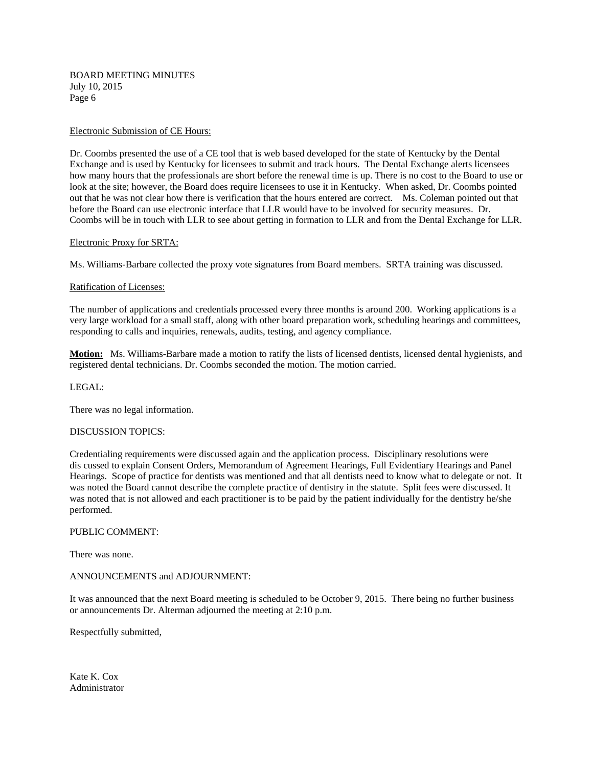Electronic Submission of CE Hours:

Dr. Coombs presented the use of a CE tool that is web based developed for the state of Kentucky by the Dental Exchange and is used by Kentucky for licensees to submit and track hours. The Dental Exchange alerts licensees how many hours that the professionals are short before the renewal time is up. There is no cost to the Board to use or look at the site; however, the Board does require licensees to use it in Kentucky. When asked, Dr. Coombs pointed out that he was not clear how there is verification that the hours entered are correct. Ms. Coleman pointed out that before the Board can use electronic interface that LLR would have to be involved for security measures. Dr. Coombs will be in touch with LLR to see about getting in formation to LLR and from the Dental Exchange for LLR.

Electronic Proxy for SRTA:

Ms. Williams-Barbare collected the proxy vote signatures from Board members. SRTA training was discussed.

Ratification of Licenses:

The number of applications and credentials processed every three months is around 200. Working applications is a very large workload for a small staff, along with other board preparation work, scheduling hearings and committees, responding to calls and inquiries, renewals, audits, testing, and agency compliance.

**Motion:** Ms. Williams-Barbare made a motion to ratify the lists of licensed dentists, licensed dental hygienists, and registered dental technicians. Dr. Coombs seconded the motion. The motion carried.

LEGAL:

There was no legal information.

DISCUSSION TOPICS:

Credentialing requirements were discussed again and the application process. Disciplinary resolutions were dis cussed to explain Consent Orders, Memorandum of Agreement Hearings, Full Evidentiary Hearings and Panel Hearings. Scope of practice for dentists was mentioned and that all dentists need to know what to delegate or not. It was noted the Board cannot describe the complete practice of dentistry in the statute. Split fees were discussed. It was noted that is not allowed and each practitioner is to be paid by the patient individually for the dentistry he/she performed.

PUBLIC COMMENT:

There was none.

ANNOUNCEMENTS and ADJOURNMENT:

It was announced that the next Board meeting is scheduled to be October 9, 2015. There being no further business or announcements Dr. Alterman adjourned the meeting at 2:10 p.m.

Respectfully submitted,

Kate K. Cox
Administrator